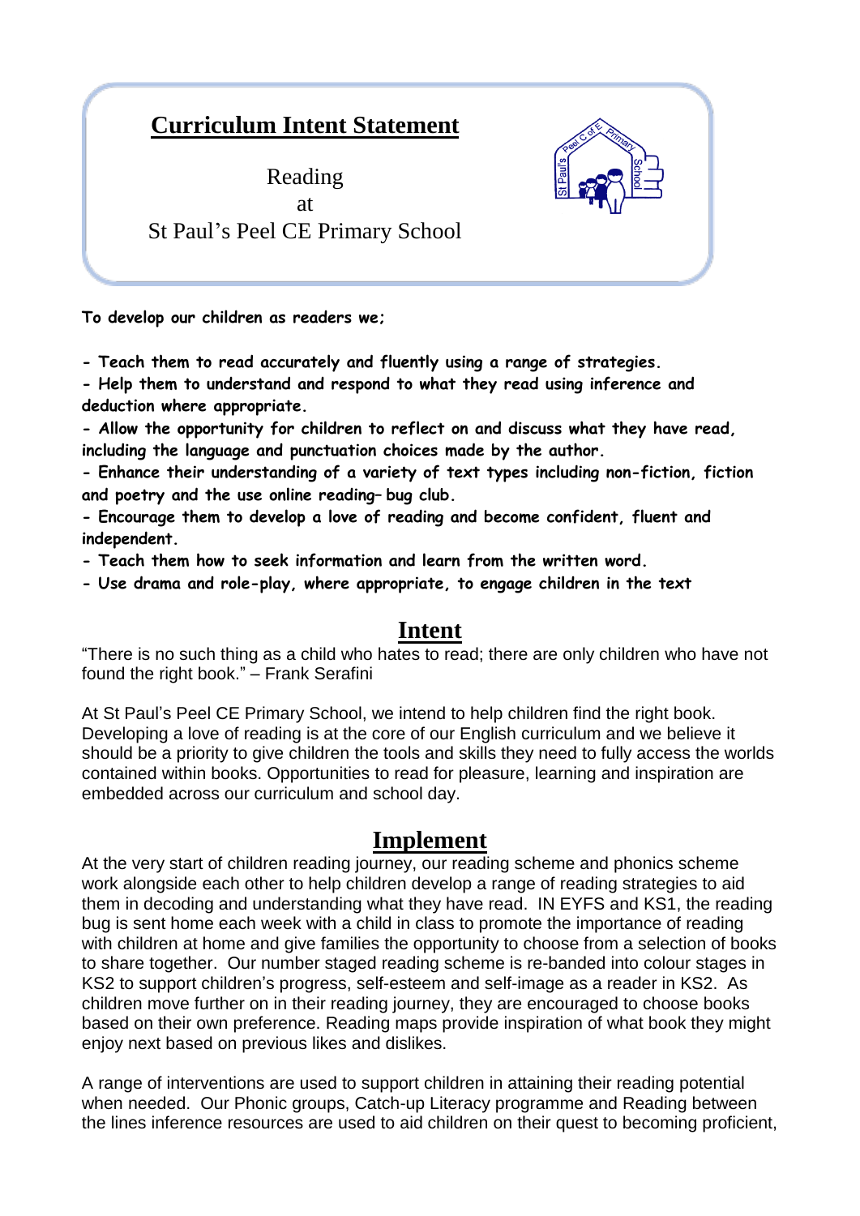# Curriculum Intent Statement

Reading
at
St Paul's Peel CE Primary School

**To develop our children as readers we;**

**- Teach them to read accurately and fluently using a range of strategies.**
**- Help them to understand and respond to what they read using inference and deduction where appropriate.**
**- Allow the opportunity for children to reflect on and discuss what they have read, including the language and punctuation choices made by the author.**
**- Enhance their understanding of a variety of text types including non-fiction, fiction and poetry and the use online reading– bug club.**
**- Encourage them to develop a love of reading and become confident, fluent and independent.**
**- Teach them how to seek information and learn from the written word.**
**- Use drama and role-play, where appropriate, to engage children in the text**

## Intent

"There is no such thing as a child who hates to read; there are only children who have not found the right book." – Frank Serafini

At St Paul's Peel CE Primary School, we intend to help children find the right book. Developing a love of reading is at the core of our English curriculum and we believe it should be a priority to give children the tools and skills they need to fully access the worlds contained within books. Opportunities to read for pleasure, learning and inspiration are embedded across our curriculum and school day.

## Implement

At the very start of children reading journey, our reading scheme and phonics scheme work alongside each other to help children develop a range of reading strategies to aid them in decoding and understanding what they have read. IN EYFS and KS1, the reading bug is sent home each week with a child in class to promote the importance of reading with children at home and give families the opportunity to choose from a selection of books to share together. Our number staged reading scheme is re-banded into colour stages in KS2 to support children's progress, self-esteem and self-image as a reader in KS2. As children move further on in their reading journey, they are encouraged to choose books based on their own preference. Reading maps provide inspiration of what book they might enjoy next based on previous likes and dislikes.

A range of interventions are used to support children in attaining their reading potential when needed. Our Phonic groups, Catch-up Literacy programme and Reading between the lines inference resources are used to aid children on their quest to becoming proficient,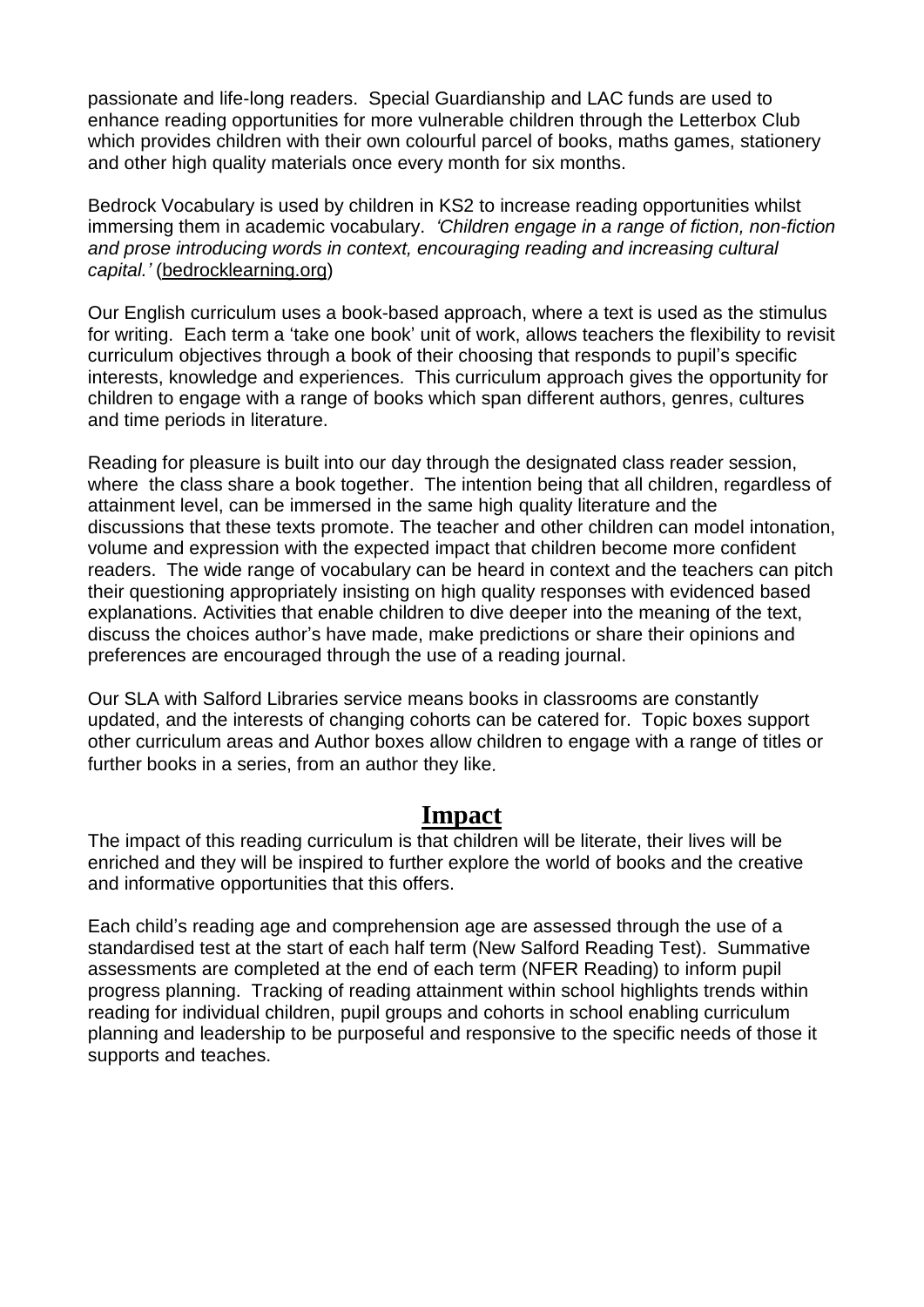passionate and life-long readers. Special Guardianship and LAC funds are used to enhance reading opportunities for more vulnerable children through the Letterbox Club which provides children with their own colourful parcel of books, maths games, stationery and other high quality materials once every month for six months.

Bedrock Vocabulary is used by children in KS2 to increase reading opportunities whilst immersing them in academic vocabulary. *'Children engage in a range of fiction, non-fiction and prose introducing words in context, encouraging reading and increasing cultural capital.'* (bedrocklearning.org)

Our English curriculum uses a book-based approach, where a text is used as the stimulus for writing. Each term a 'take one book' unit of work, allows teachers the flexibility to revisit curriculum objectives through a book of their choosing that responds to pupil's specific interests, knowledge and experiences. This curriculum approach gives the opportunity for children to engage with a range of books which span different authors, genres, cultures and time periods in literature.

Reading for pleasure is built into our day through the designated class reader session, where the class share a book together. The intention being that all children, regardless of attainment level, can be immersed in the same high quality literature and the discussions that these texts promote. The teacher and other children can model intonation, volume and expression with the expected impact that children become more confident readers. The wide range of vocabulary can be heard in context and the teachers can pitch their questioning appropriately insisting on high quality responses with evidenced based explanations. Activities that enable children to dive deeper into the meaning of the text, discuss the choices author's have made, make predictions or share their opinions and preferences are encouraged through the use of a reading journal.

Our SLA with Salford Libraries service means books in classrooms are constantly updated, and the interests of changing cohorts can be catered for. Topic boxes support other curriculum areas and Author boxes allow children to engage with a range of titles or further books in a series, from an author they like.

## Impact

The impact of this reading curriculum is that children will be literate, their lives will be enriched and they will be inspired to further explore the world of books and the creative and informative opportunities that this offers.

Each child's reading age and comprehension age are assessed through the use of a standardised test at the start of each half term (New Salford Reading Test). Summative assessments are completed at the end of each term (NFER Reading) to inform pupil progress planning. Tracking of reading attainment within school highlights trends within reading for individual children, pupil groups and cohorts in school enabling curriculum planning and leadership to be purposeful and responsive to the specific needs of those it supports and teaches.